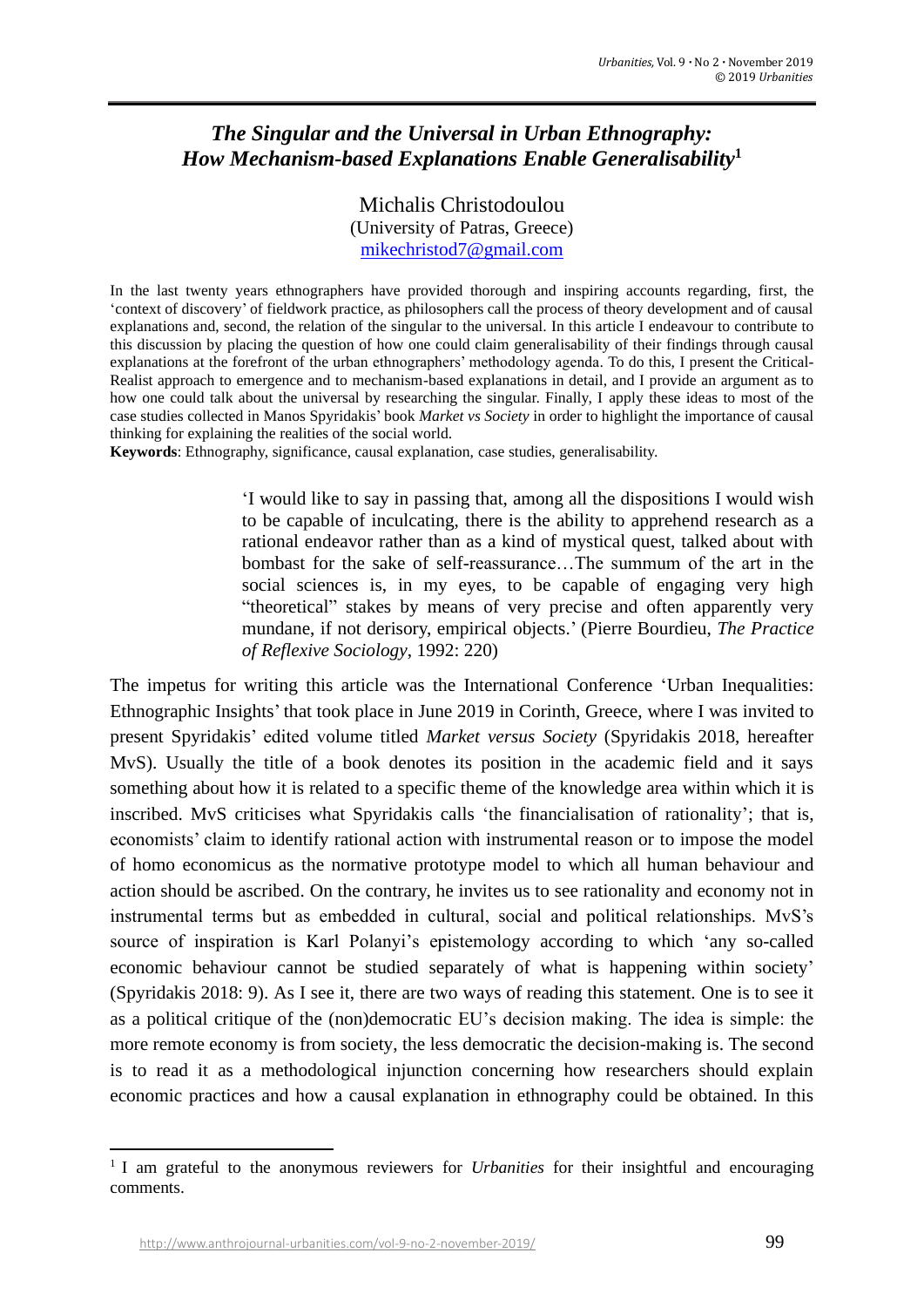# *The Singular and the Universal in Urban Ethnography: How Mechanism-based Explanations Enable Generalisability*[1]

Michalis Christodoulou
(University of Patras, Greece)
mikechristod7@gmail.com

In the last twenty years ethnographers have provided thorough and inspiring accounts regarding, first, the 'context of discovery' of fieldwork practice, as philosophers call the process of theory development and of causal explanations and, second, the relation of the singular to the universal. In this article I endeavour to contribute to this discussion by placing the question of how one could claim generalisability of their findings through causal explanations at the forefront of the urban ethnographers' methodology agenda. To do this, I present the Critical-Realist approach to emergence and to mechanism-based explanations in detail, and I provide an argument as to how one could talk about the universal by researching the singular. Finally, I apply these ideas to most of the case studies collected in Manos Spyridakis' book *Market vs Society* in order to highlight the importance of causal thinking for explaining the realities of the social world.

**Keywords**: Ethnography, significance, causal explanation, case studies, generalisability.

> 'I would like to say in passing that, among all the dispositions I would wish to be capable of inculcating, there is the ability to apprehend research as a rational endeavor rather than as a kind of mystical quest, talked about with bombast for the sake of self-reassurance…The summum of the art in the social sciences is, in my eyes, to be capable of engaging very high "theoretical" stakes by means of very precise and often apparently very mundane, if not derisory, empirical objects.' (Pierre Bourdieu, *The Practice of Reflexive Sociology*, 1992: 220)

The impetus for writing this article was the International Conference 'Urban Inequalities: Ethnographic Insights' that took place in June 2019 in Corinth, Greece, where I was invited to present Spyridakis' edited volume titled *Market versus Society* (Spyridakis 2018, hereafter MvS). Usually the title of a book denotes its position in the academic field and it says something about how it is related to a specific theme of the knowledge area within which it is inscribed. MvS criticises what Spyridakis calls 'the financialisation of rationality'; that is, economists' claim to identify rational action with instrumental reason or to impose the model of homo economicus as the normative prototype model to which all human behaviour and action should be ascribed. On the contrary, he invites us to see rationality and economy not in instrumental terms but as embedded in cultural, social and political relationships. MvS's source of inspiration is Karl Polanyi's epistemology according to which 'any so-called economic behaviour cannot be studied separately of what is happening within society' (Spyridakis 2018: 9). As I see it, there are two ways of reading this statement. One is to see it as a political critique of the (non)democratic EU's decision making. The idea is simple: the more remote economy is from society, the less democratic the decision-making is. The second is to read it as a methodological injunction concerning how researchers should explain economic practices and how a causal explanation in ethnography could be obtained. In this

[1] I am grateful to the anonymous reviewers for *Urbanities* for their insightful and encouraging comments.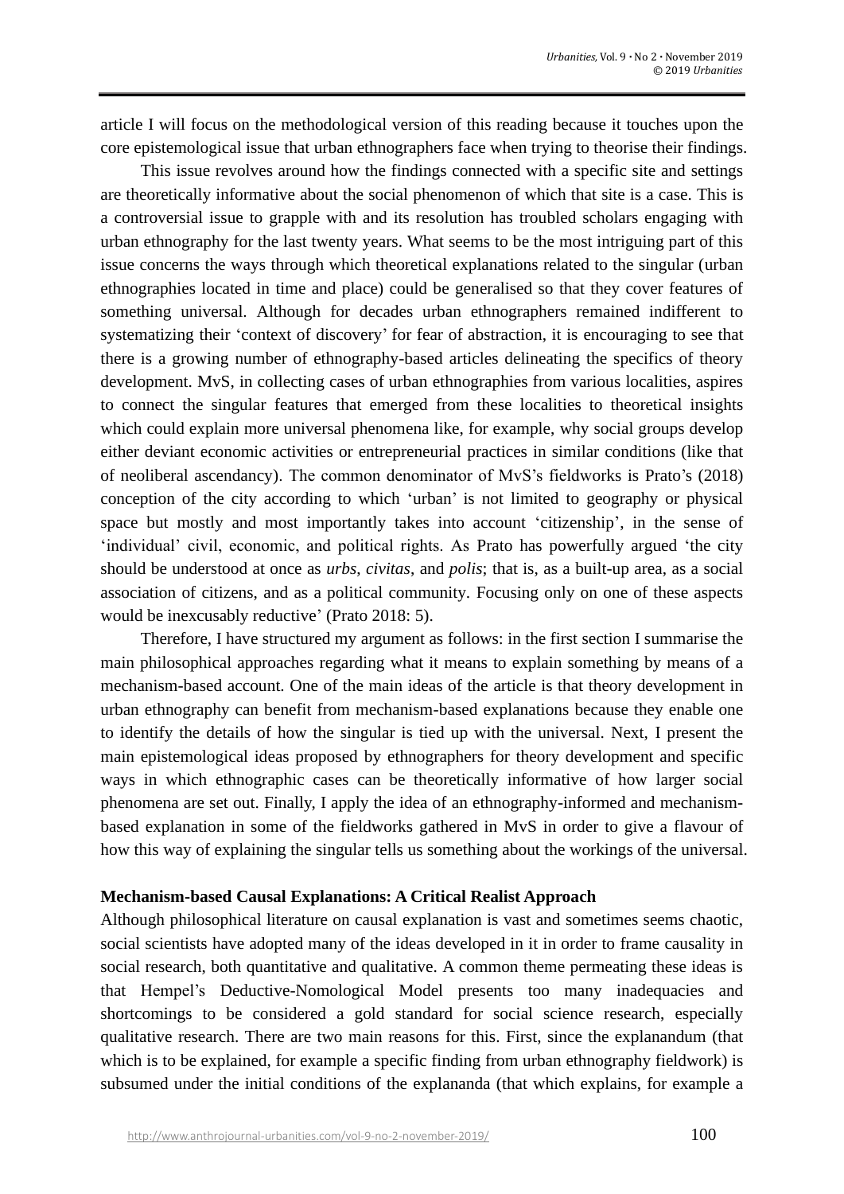article I will focus on the methodological version of this reading because it touches upon the core epistemological issue that urban ethnographers face when trying to theorise their findings.

This issue revolves around how the findings connected with a specific site and settings are theoretically informative about the social phenomenon of which that site is a case. This is a controversial issue to grapple with and its resolution has troubled scholars engaging with urban ethnography for the last twenty years. What seems to be the most intriguing part of this issue concerns the ways through which theoretical explanations related to the singular (urban ethnographies located in time and place) could be generalised so that they cover features of something universal. Although for decades urban ethnographers remained indifferent to systematizing their 'context of discovery' for fear of abstraction, it is encouraging to see that there is a growing number of ethnography-based articles delineating the specifics of theory development. MvS, in collecting cases of urban ethnographies from various localities, aspires to connect the singular features that emerged from these localities to theoretical insights which could explain more universal phenomena like, for example, why social groups develop either deviant economic activities or entrepreneurial practices in similar conditions (like that of neoliberal ascendancy). The common denominator of MvS's fieldworks is Prato's (2018) conception of the city according to which 'urban' is not limited to geography or physical space but mostly and most importantly takes into account 'citizenship', in the sense of 'individual' civil, economic, and political rights. As Prato has powerfully argued 'the city should be understood at once as *urbs*, *civitas*, and *polis*; that is, as a built-up area, as a social association of citizens, and as a political community. Focusing only on one of these aspects would be inexcusably reductive' (Prato 2018: 5).

Therefore, I have structured my argument as follows: in the first section I summarise the main philosophical approaches regarding what it means to explain something by means of a mechanism-based account. One of the main ideas of the article is that theory development in urban ethnography can benefit from mechanism-based explanations because they enable one to identify the details of how the singular is tied up with the universal. Next, I present the main epistemological ideas proposed by ethnographers for theory development and specific ways in which ethnographic cases can be theoretically informative of how larger social phenomena are set out. Finally, I apply the idea of an ethnography-informed and mechanism-based explanation in some of the fieldworks gathered in MvS in order to give a flavour of how this way of explaining the singular tells us something about the workings of the universal.

## Mechanism-based Causal Explanations: A Critical Realist Approach

Although philosophical literature on causal explanation is vast and sometimes seems chaotic, social scientists have adopted many of the ideas developed in it in order to frame causality in social research, both quantitative and qualitative. A common theme permeating these ideas is that Hempel's Deductive-Nomological Model presents too many inadequacies and shortcomings to be considered a gold standard for social science research, especially qualitative research. There are two main reasons for this. First, since the explanandum (that which is to be explained, for example a specific finding from urban ethnography fieldwork) is subsumed under the initial conditions of the explananda (that which explains, for example a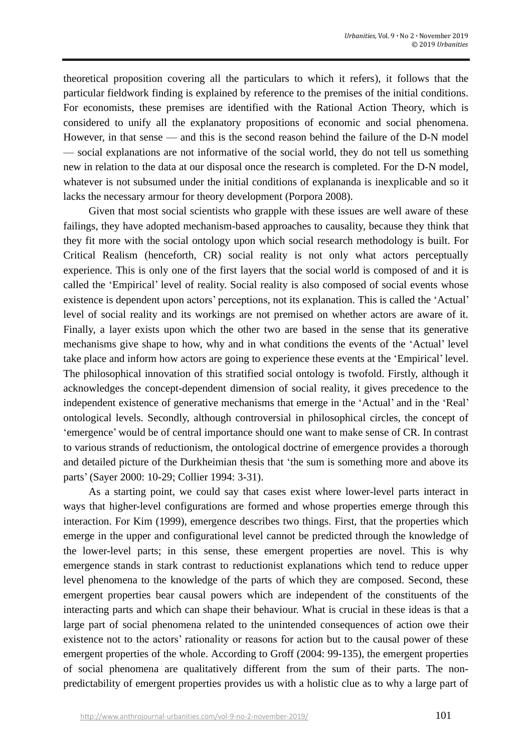theoretical proposition covering all the particulars to which it refers), it follows that the particular fieldwork finding is explained by reference to the premises of the initial conditions. For economists, these premises are identified with the Rational Action Theory, which is considered to unify all the explanatory propositions of economic and social phenomena. However, in that sense — and this is the second reason behind the failure of the D-N model — social explanations are not informative of the social world, they do not tell us something new in relation to the data at our disposal once the research is completed. For the D-N model, whatever is not subsumed under the initial conditions of explananda is inexplicable and so it lacks the necessary armour for theory development (Porpora 2008).

Given that most social scientists who grapple with these issues are well aware of these failings, they have adopted mechanism-based approaches to causality, because they think that they fit more with the social ontology upon which social research methodology is built. For Critical Realism (henceforth, CR) social reality is not only what actors perceptually experience. This is only one of the first layers that the social world is composed of and it is called the 'Empirical' level of reality. Social reality is also composed of social events whose existence is dependent upon actors' perceptions, not its explanation. This is called the 'Actual' level of social reality and its workings are not premised on whether actors are aware of it. Finally, a layer exists upon which the other two are based in the sense that its generative mechanisms give shape to how, why and in what conditions the events of the 'Actual' level take place and inform how actors are going to experience these events at the 'Empirical' level. The philosophical innovation of this stratified social ontology is twofold. Firstly, although it acknowledges the concept-dependent dimension of social reality, it gives precedence to the independent existence of generative mechanisms that emerge in the 'Actual' and in the 'Real' ontological levels. Secondly, although controversial in philosophical circles, the concept of 'emergence' would be of central importance should one want to make sense of CR. In contrast to various strands of reductionism, the ontological doctrine of emergence provides a thorough and detailed picture of the Durkheimian thesis that 'the sum is something more and above its parts' (Sayer 2000: 10-29; Collier 1994: 3-31).

As a starting point, we could say that cases exist where lower-level parts interact in ways that higher-level configurations are formed and whose properties emerge through this interaction. For Kim (1999), emergence describes two things. First, that the properties which emerge in the upper and configurational level cannot be predicted through the knowledge of the lower-level parts; in this sense, these emergent properties are novel. This is why emergence stands in stark contrast to reductionist explanations which tend to reduce upper level phenomena to the knowledge of the parts of which they are composed. Second, these emergent properties bear causal powers which are independent of the constituents of the interacting parts and which can shape their behaviour. What is crucial in these ideas is that a large part of social phenomena related to the unintended consequences of action owe their existence not to the actors' rationality or reasons for action but to the causal power of these emergent properties of the whole. According to Groff (2004: 99-135), the emergent properties of social phenomena are qualitatively different from the sum of their parts. The non-predictability of emergent properties provides us with a holistic clue as to why a large part of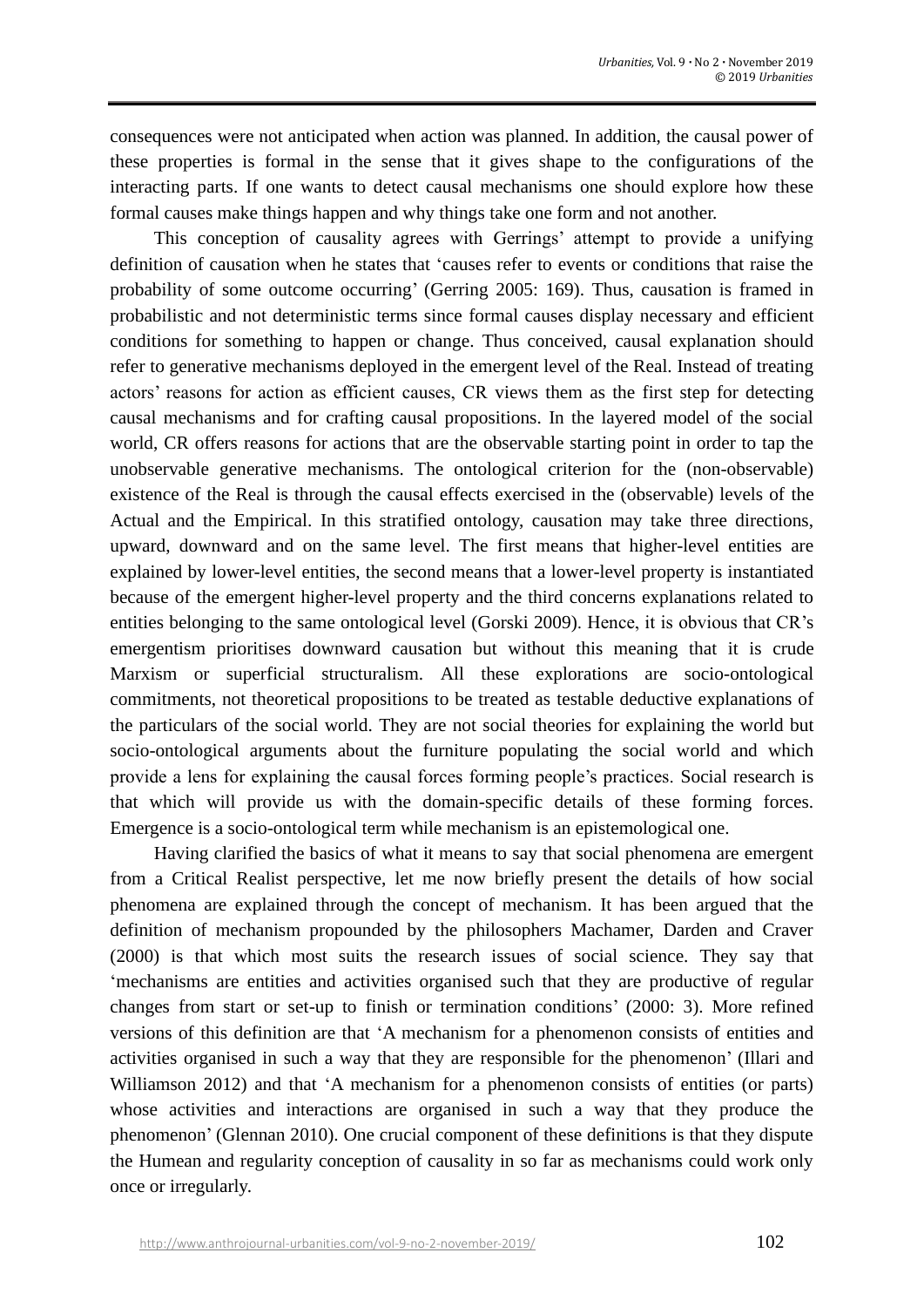consequences were not anticipated when action was planned. In addition, the causal power of these properties is formal in the sense that it gives shape to the configurations of the interacting parts. If one wants to detect causal mechanisms one should explore how these formal causes make things happen and why things take one form and not another.

This conception of causality agrees with Gerrings' attempt to provide a unifying definition of causation when he states that 'causes refer to events or conditions that raise the probability of some outcome occurring' (Gerring 2005: 169). Thus, causation is framed in probabilistic and not deterministic terms since formal causes display necessary and efficient conditions for something to happen or change. Thus conceived, causal explanation should refer to generative mechanisms deployed in the emergent level of the Real. Instead of treating actors' reasons for action as efficient causes, CR views them as the first step for detecting causal mechanisms and for crafting causal propositions. In the layered model of the social world, CR offers reasons for actions that are the observable starting point in order to tap the unobservable generative mechanisms. The ontological criterion for the (non-observable) existence of the Real is through the causal effects exercised in the (observable) levels of the Actual and the Empirical. In this stratified ontology, causation may take three directions, upward, downward and on the same level. The first means that higher-level entities are explained by lower-level entities, the second means that a lower-level property is instantiated because of the emergent higher-level property and the third concerns explanations related to entities belonging to the same ontological level (Gorski 2009). Hence, it is obvious that CR's emergentism prioritises downward causation but without this meaning that it is crude Marxism or superficial structuralism. All these explorations are socio-ontological commitments, not theoretical propositions to be treated as testable deductive explanations of the particulars of the social world. They are not social theories for explaining the world but socio-ontological arguments about the furniture populating the social world and which provide a lens for explaining the causal forces forming people's practices. Social research is that which will provide us with the domain-specific details of these forming forces. Emergence is a socio-ontological term while mechanism is an epistemological one.

Having clarified the basics of what it means to say that social phenomena are emergent from a Critical Realist perspective, let me now briefly present the details of how social phenomena are explained through the concept of mechanism. It has been argued that the definition of mechanism propounded by the philosophers Machamer, Darden and Craver (2000) is that which most suits the research issues of social science. They say that 'mechanisms are entities and activities organised such that they are productive of regular changes from start or set-up to finish or termination conditions' (2000: 3). More refined versions of this definition are that 'A mechanism for a phenomenon consists of entities and activities organised in such a way that they are responsible for the phenomenon' (Illari and Williamson 2012) and that 'A mechanism for a phenomenon consists of entities (or parts) whose activities and interactions are organised in such a way that they produce the phenomenon' (Glennan 2010). One crucial component of these definitions is that they dispute the Humean and regularity conception of causality in so far as mechanisms could work only once or irregularly.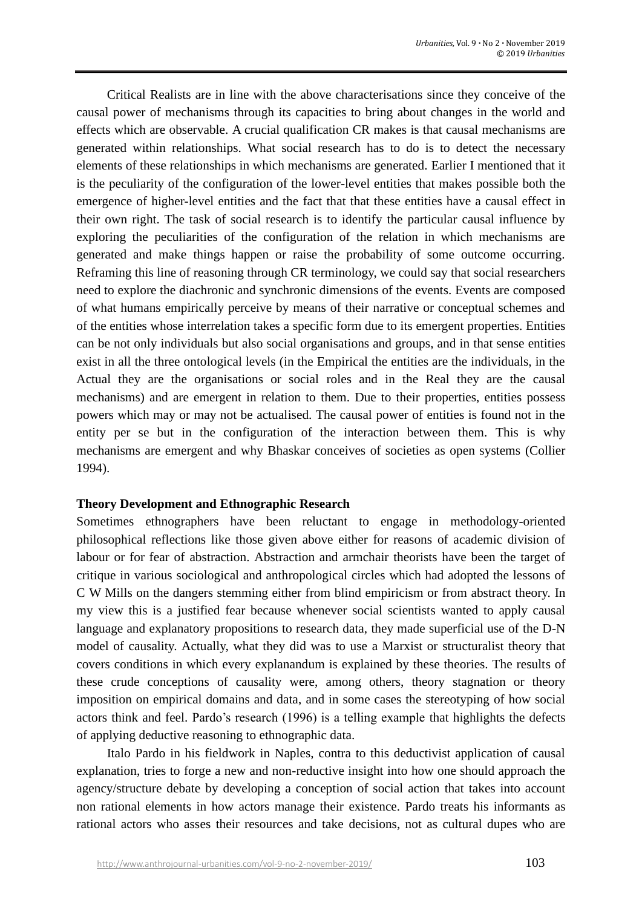Critical Realists are in line with the above characterisations since they conceive of the causal power of mechanisms through its capacities to bring about changes in the world and effects which are observable. A crucial qualification CR makes is that causal mechanisms are generated within relationships. What social research has to do is to detect the necessary elements of these relationships in which mechanisms are generated. Earlier I mentioned that it is the peculiarity of the configuration of the lower-level entities that makes possible both the emergence of higher-level entities and the fact that that these entities have a causal effect in their own right. The task of social research is to identify the particular causal influence by exploring the peculiarities of the configuration of the relation in which mechanisms are generated and make things happen or raise the probability of some outcome occurring. Reframing this line of reasoning through CR terminology, we could say that social researchers need to explore the diachronic and synchronic dimensions of the events. Events are composed of what humans empirically perceive by means of their narrative or conceptual schemes and of the entities whose interrelation takes a specific form due to its emergent properties. Entities can be not only individuals but also social organisations and groups, and in that sense entities exist in all the three ontological levels (in the Empirical the entities are the individuals, in the Actual they are the organisations or social roles and in the Real they are the causal mechanisms) and are emergent in relation to them. Due to their properties, entities possess powers which may or may not be actualised. The causal power of entities is found not in the entity per se but in the configuration of the interaction between them. This is why mechanisms are emergent and why Bhaskar conceives of societies as open systems (Collier 1994).

**Theory Development and Ethnographic Research**

Sometimes ethnographers have been reluctant to engage in methodology-oriented philosophical reflections like those given above either for reasons of academic division of labour or for fear of abstraction. Abstraction and armchair theorists have been the target of critique in various sociological and anthropological circles which had adopted the lessons of C W Mills on the dangers stemming either from blind empiricism or from abstract theory. In my view this is a justified fear because whenever social scientists wanted to apply causal language and explanatory propositions to research data, they made superficial use of the D-N model of causality. Actually, what they did was to use a Marxist or structuralist theory that covers conditions in which every explanandum is explained by these theories. The results of these crude conceptions of causality were, among others, theory stagnation or theory imposition on empirical domains and data, and in some cases the stereotyping of how social actors think and feel. Pardo's research (1996) is a telling example that highlights the defects of applying deductive reasoning to ethnographic data.

Italo Pardo in his fieldwork in Naples, contra to this deductivist application of causal explanation, tries to forge a new and non-reductive insight into how one should approach the agency/structure debate by developing a conception of social action that takes into account non rational elements in how actors manage their existence. Pardo treats his informants as rational actors who asses their resources and take decisions, not as cultural dupes who are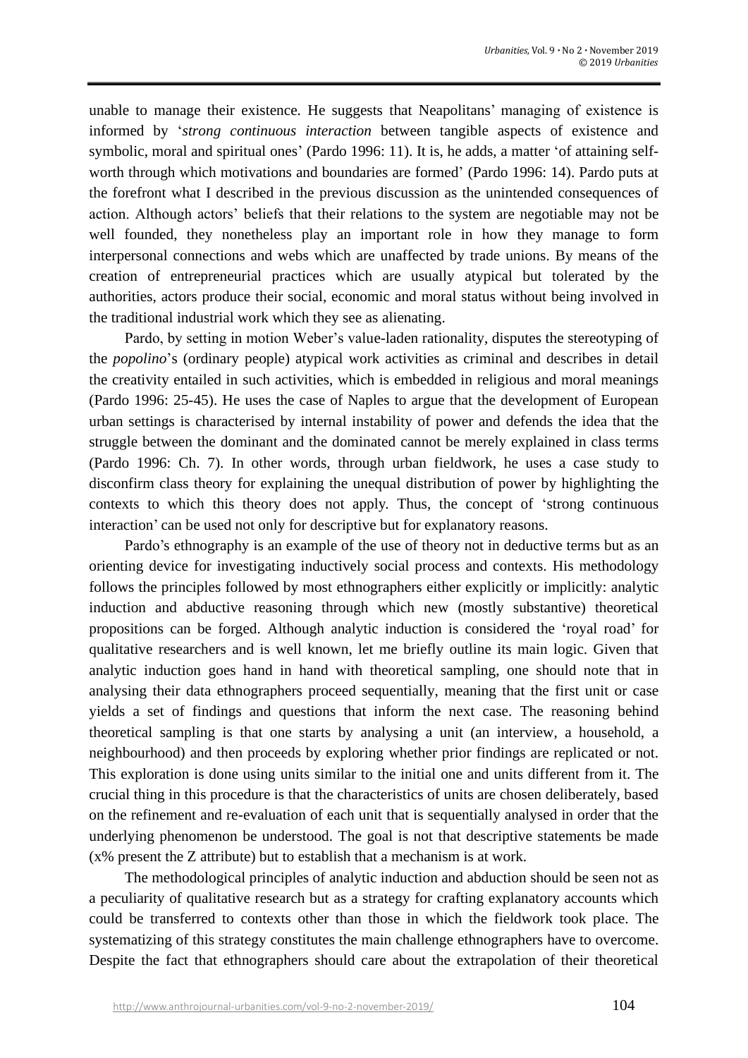unable to manage their existence. He suggests that Neapolitans' managing of existence is informed by '*strong continuous interaction* between tangible aspects of existence and symbolic, moral and spiritual ones' (Pardo 1996: 11). It is, he adds, a matter 'of attaining self-worth through which motivations and boundaries are formed' (Pardo 1996: 14). Pardo puts at the forefront what I described in the previous discussion as the unintended consequences of action. Although actors' beliefs that their relations to the system are negotiable may not be well founded, they nonetheless play an important role in how they manage to form interpersonal connections and webs which are unaffected by trade unions. By means of the creation of entrepreneurial practices which are usually atypical but tolerated by the authorities, actors produce their social, economic and moral status without being involved in the traditional industrial work which they see as alienating.

Pardo, by setting in motion Weber's value-laden rationality, disputes the stereotyping of the *popolino*'s (ordinary people) atypical work activities as criminal and describes in detail the creativity entailed in such activities, which is embedded in religious and moral meanings (Pardo 1996: 25-45). He uses the case of Naples to argue that the development of European urban settings is characterised by internal instability of power and defends the idea that the struggle between the dominant and the dominated cannot be merely explained in class terms (Pardo 1996: Ch. 7). In other words, through urban fieldwork, he uses a case study to disconfirm class theory for explaining the unequal distribution of power by highlighting the contexts to which this theory does not apply. Thus, the concept of 'strong continuous interaction' can be used not only for descriptive but for explanatory reasons.

Pardo's ethnography is an example of the use of theory not in deductive terms but as an orienting device for investigating inductively social process and contexts. His methodology follows the principles followed by most ethnographers either explicitly or implicitly: analytic induction and abductive reasoning through which new (mostly substantive) theoretical propositions can be forged. Although analytic induction is considered the 'royal road' for qualitative researchers and is well known, let me briefly outline its main logic. Given that analytic induction goes hand in hand with theoretical sampling, one should note that in analysing their data ethnographers proceed sequentially, meaning that the first unit or case yields a set of findings and questions that inform the next case. The reasoning behind theoretical sampling is that one starts by analysing a unit (an interview, a household, a neighbourhood) and then proceeds by exploring whether prior findings are replicated or not. This exploration is done using units similar to the initial one and units different from it. The crucial thing in this procedure is that the characteristics of units are chosen deliberately, based on the refinement and re-evaluation of each unit that is sequentially analysed in order that the underlying phenomenon be understood. The goal is not that descriptive statements be made (x% present the Z attribute) but to establish that a mechanism is at work.

The methodological principles of analytic induction and abduction should be seen not as a peculiarity of qualitative research but as a strategy for crafting explanatory accounts which could be transferred to contexts other than those in which the fieldwork took place. The systematizing of this strategy constitutes the main challenge ethnographers have to overcome. Despite the fact that ethnographers should care about the extrapolation of their theoretical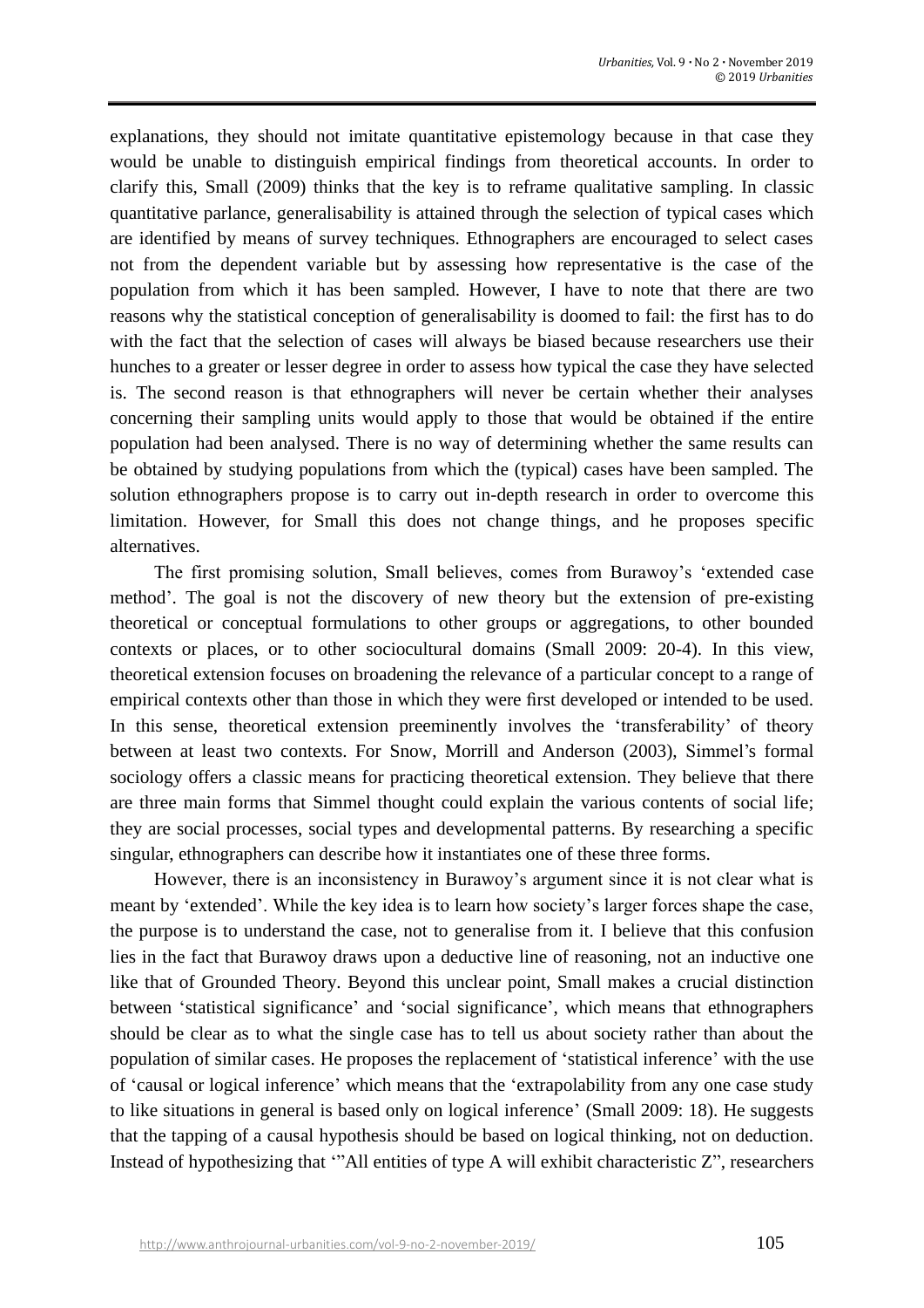explanations, they should not imitate quantitative epistemology because in that case they would be unable to distinguish empirical findings from theoretical accounts. In order to clarify this, Small (2009) thinks that the key is to reframe qualitative sampling. In classic quantitative parlance, generalisability is attained through the selection of typical cases which are identified by means of survey techniques. Ethnographers are encouraged to select cases not from the dependent variable but by assessing how representative is the case of the population from which it has been sampled. However, I have to note that there are two reasons why the statistical conception of generalisability is doomed to fail: the first has to do with the fact that the selection of cases will always be biased because researchers use their hunches to a greater or lesser degree in order to assess how typical the case they have selected is. The second reason is that ethnographers will never be certain whether their analyses concerning their sampling units would apply to those that would be obtained if the entire population had been analysed. There is no way of determining whether the same results can be obtained by studying populations from which the (typical) cases have been sampled. The solution ethnographers propose is to carry out in-depth research in order to overcome this limitation. However, for Small this does not change things, and he proposes specific alternatives.

The first promising solution, Small believes, comes from Burawoy's 'extended case method'. The goal is not the discovery of new theory but the extension of pre-existing theoretical or conceptual formulations to other groups or aggregations, to other bounded contexts or places, or to other sociocultural domains (Small 2009: 20-4). In this view, theoretical extension focuses on broadening the relevance of a particular concept to a range of empirical contexts other than those in which they were first developed or intended to be used. In this sense, theoretical extension preeminently involves the 'transferability' of theory between at least two contexts. For Snow, Morrill and Anderson (2003), Simmel's formal sociology offers a classic means for practicing theoretical extension. They believe that there are three main forms that Simmel thought could explain the various contents of social life; they are social processes, social types and developmental patterns. By researching a specific singular, ethnographers can describe how it instantiates one of these three forms.

However, there is an inconsistency in Burawoy's argument since it is not clear what is meant by 'extended'. While the key idea is to learn how society's larger forces shape the case, the purpose is to understand the case, not to generalise from it. I believe that this confusion lies in the fact that Burawoy draws upon a deductive line of reasoning, not an inductive one like that of Grounded Theory. Beyond this unclear point, Small makes a crucial distinction between 'statistical significance' and 'social significance', which means that ethnographers should be clear as to what the single case has to tell us about society rather than about the population of similar cases. He proposes the replacement of 'statistical inference' with the use of 'causal or logical inference' which means that the 'extrapolability from any one case study to like situations in general is based only on logical inference' (Small 2009: 18). He suggests that the tapping of a causal hypothesis should be based on logical thinking, not on deduction. Instead of hypothesizing that '"All entities of type A will exhibit characteristic Z", researchers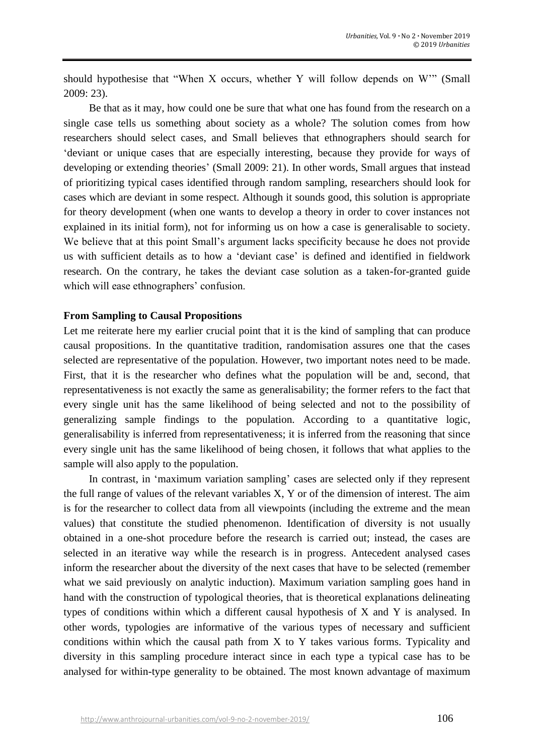should hypothesise that "When X occurs, whether Y will follow depends on W'" (Small 2009: 23).

Be that as it may, how could one be sure that what one has found from the research on a single case tells us something about society as a whole? The solution comes from how researchers should select cases, and Small believes that ethnographers should search for 'deviant or unique cases that are especially interesting, because they provide for ways of developing or extending theories' (Small 2009: 21). In other words, Small argues that instead of prioritizing typical cases identified through random sampling, researchers should look for cases which are deviant in some respect. Although it sounds good, this solution is appropriate for theory development (when one wants to develop a theory in order to cover instances not explained in its initial form), not for informing us on how a case is generalisable to society. We believe that at this point Small's argument lacks specificity because he does not provide us with sufficient details as to how a 'deviant case' is defined and identified in fieldwork research. On the contrary, he takes the deviant case solution as a taken-for-granted guide which will ease ethnographers' confusion.

**From Sampling to Causal Propositions**

Let me reiterate here my earlier crucial point that it is the kind of sampling that can produce causal propositions. In the quantitative tradition, randomisation assures one that the cases selected are representative of the population. However, two important notes need to be made. First, that it is the researcher who defines what the population will be and, second, that representativeness is not exactly the same as generalisability; the former refers to the fact that every single unit has the same likelihood of being selected and not to the possibility of generalizing sample findings to the population. According to a quantitative logic, generalisability is inferred from representativeness; it is inferred from the reasoning that since every single unit has the same likelihood of being chosen, it follows that what applies to the sample will also apply to the population.

In contrast, in 'maximum variation sampling' cases are selected only if they represent the full range of values of the relevant variables X, Y or of the dimension of interest. The aim is for the researcher to collect data from all viewpoints (including the extreme and the mean values) that constitute the studied phenomenon. Identification of diversity is not usually obtained in a one-shot procedure before the research is carried out; instead, the cases are selected in an iterative way while the research is in progress. Antecedent analysed cases inform the researcher about the diversity of the next cases that have to be selected (remember what we said previously on analytic induction). Maximum variation sampling goes hand in hand with the construction of typological theories, that is theoretical explanations delineating types of conditions within which a different causal hypothesis of X and Y is analysed. In other words, typologies are informative of the various types of necessary and sufficient conditions within which the causal path from X to Y takes various forms. Typicality and diversity in this sampling procedure interact since in each type a typical case has to be analysed for within-type generality to be obtained. The most known advantage of maximum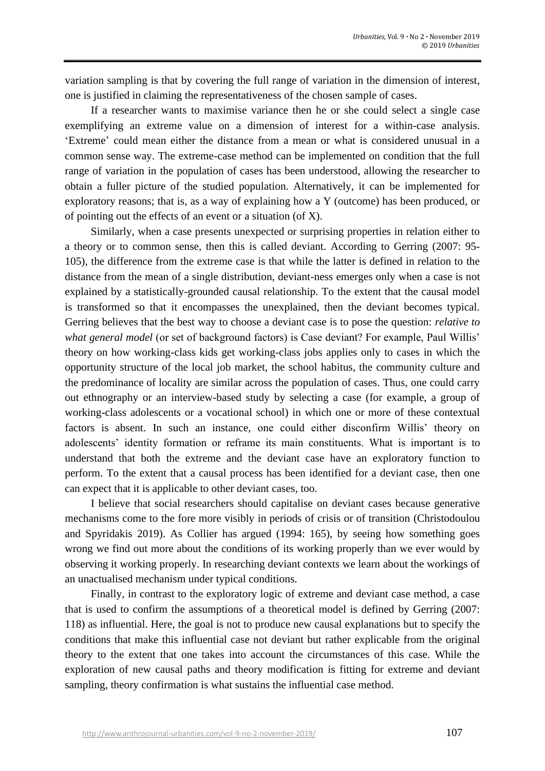variation sampling is that by covering the full range of variation in the dimension of interest, one is justified in claiming the representativeness of the chosen sample of cases.

If a researcher wants to maximise variance then he or she could select a single case exemplifying an extreme value on a dimension of interest for a within-case analysis. 'Extreme' could mean either the distance from a mean or what is considered unusual in a common sense way. The extreme-case method can be implemented on condition that the full range of variation in the population of cases has been understood, allowing the researcher to obtain a fuller picture of the studied population. Alternatively, it can be implemented for exploratory reasons; that is, as a way of explaining how a Y (outcome) has been produced, or of pointing out the effects of an event or a situation (of X).

Similarly, when a case presents unexpected or surprising properties in relation either to a theory or to common sense, then this is called deviant. According to Gerring (2007: 95-105), the difference from the extreme case is that while the latter is defined in relation to the distance from the mean of a single distribution, deviant-ness emerges only when a case is not explained by a statistically-grounded causal relationship. To the extent that the causal model is transformed so that it encompasses the unexplained, then the deviant becomes typical. Gerring believes that the best way to choose a deviant case is to pose the question: *relative to what general model* (or set of background factors) is Case deviant? For example, Paul Willis' theory on how working-class kids get working-class jobs applies only to cases in which the opportunity structure of the local job market, the school habitus, the community culture and the predominance of locality are similar across the population of cases. Thus, one could carry out ethnography or an interview-based study by selecting a case (for example, a group of working-class adolescents or a vocational school) in which one or more of these contextual factors is absent. In such an instance, one could either disconfirm Willis' theory on adolescents' identity formation or reframe its main constituents. What is important is to understand that both the extreme and the deviant case have an exploratory function to perform. To the extent that a causal process has been identified for a deviant case, then one can expect that it is applicable to other deviant cases, too.

I believe that social researchers should capitalise on deviant cases because generative mechanisms come to the fore more visibly in periods of crisis or of transition (Christodoulou and Spyridakis 2019). As Collier has argued (1994: 165), by seeing how something goes wrong we find out more about the conditions of its working properly than we ever would by observing it working properly. In researching deviant contexts we learn about the workings of an unactualised mechanism under typical conditions.

Finally, in contrast to the exploratory logic of extreme and deviant case method, a case that is used to confirm the assumptions of a theoretical model is defined by Gerring (2007: 118) as influential. Here, the goal is not to produce new causal explanations but to specify the conditions that make this influential case not deviant but rather explicable from the original theory to the extent that one takes into account the circumstances of this case. While the exploration of new causal paths and theory modification is fitting for extreme and deviant sampling, theory confirmation is what sustains the influential case method.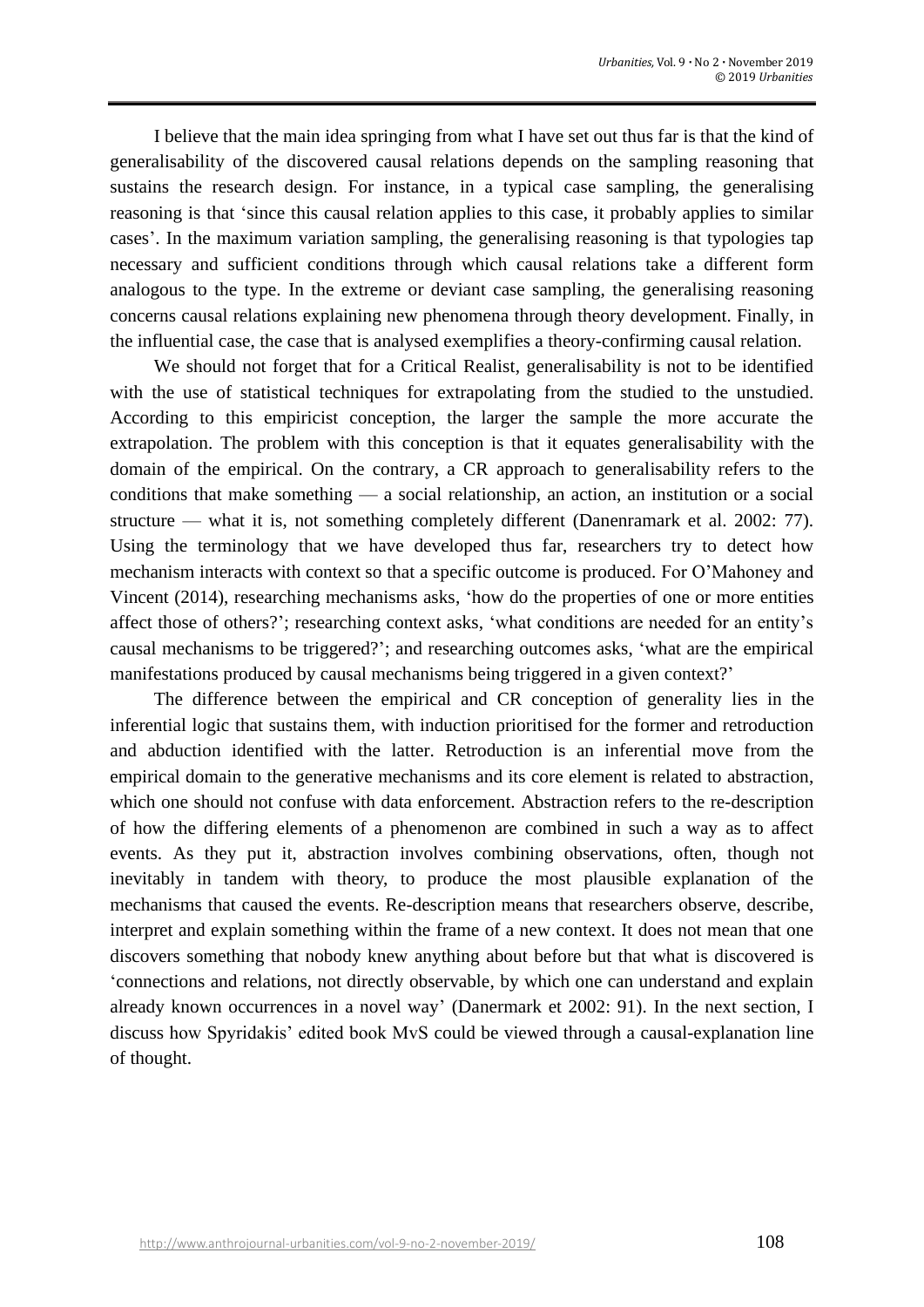I believe that the main idea springing from what I have set out thus far is that the kind of generalisability of the discovered causal relations depends on the sampling reasoning that sustains the research design. For instance, in a typical case sampling, the generalising reasoning is that 'since this causal relation applies to this case, it probably applies to similar cases'. In the maximum variation sampling, the generalising reasoning is that typologies tap necessary and sufficient conditions through which causal relations take a different form analogous to the type. In the extreme or deviant case sampling, the generalising reasoning concerns causal relations explaining new phenomena through theory development. Finally, in the influential case, the case that is analysed exemplifies a theory-confirming causal relation.

We should not forget that for a Critical Realist, generalisability is not to be identified with the use of statistical techniques for extrapolating from the studied to the unstudied. According to this empiricist conception, the larger the sample the more accurate the extrapolation. The problem with this conception is that it equates generalisability with the domain of the empirical. On the contrary, a CR approach to generalisability refers to the conditions that make something — a social relationship, an action, an institution or a social structure — what it is, not something completely different (Danenramark et al. 2002: 77). Using the terminology that we have developed thus far, researchers try to detect how mechanism interacts with context so that a specific outcome is produced. For O'Mahoney and Vincent (2014), researching mechanisms asks, 'how do the properties of one or more entities affect those of others?'; researching context asks, 'what conditions are needed for an entity's causal mechanisms to be triggered?'; and researching outcomes asks, 'what are the empirical manifestations produced by causal mechanisms being triggered in a given context?'

The difference between the empirical and CR conception of generality lies in the inferential logic that sustains them, with induction prioritised for the former and retroduction and abduction identified with the latter. Retroduction is an inferential move from the empirical domain to the generative mechanisms and its core element is related to abstraction, which one should not confuse with data enforcement. Abstraction refers to the re-description of how the differing elements of a phenomenon are combined in such a way as to affect events. As they put it, abstraction involves combining observations, often, though not inevitably in tandem with theory, to produce the most plausible explanation of the mechanisms that caused the events. Re-description means that researchers observe, describe, interpret and explain something within the frame of a new context. It does not mean that one discovers something that nobody knew anything about before but that what is discovered is 'connections and relations, not directly observable, by which one can understand and explain already known occurrences in a novel way' (Danermark et 2002: 91). In the next section, I discuss how Spyridakis' edited book MvS could be viewed through a causal-explanation line of thought.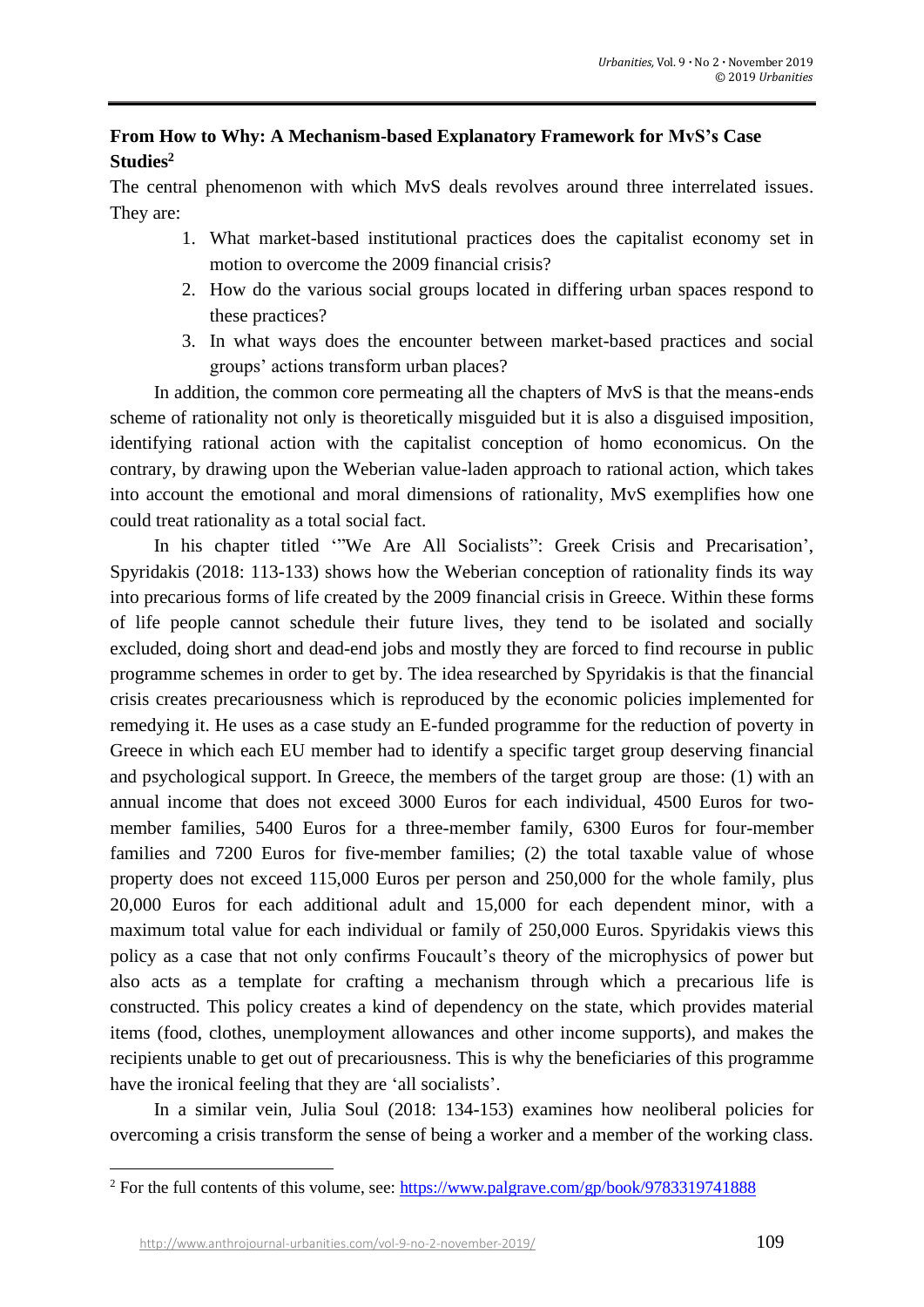## From How to Why: A Mechanism-based Explanatory Framework for MvS's Case Studies[2]

The central phenomenon with which MvS deals revolves around three interrelated issues. They are:

1. What market-based institutional practices does the capitalist economy set in motion to overcome the 2009 financial crisis?
2. How do the various social groups located in differing urban spaces respond to these practices?
3. In what ways does the encounter between market-based practices and social groups' actions transform urban places?

In addition, the common core permeating all the chapters of MvS is that the means-ends scheme of rationality not only is theoretically misguided but it is also a disguised imposition, identifying rational action with the capitalist conception of homo economicus. On the contrary, by drawing upon the Weberian value-laden approach to rational action, which takes into account the emotional and moral dimensions of rationality, MvS exemplifies how one could treat rationality as a total social fact.

In his chapter titled '"We Are All Socialists": Greek Crisis and Precarisation', Spyridakis (2018: 113-133) shows how the Weberian conception of rationality finds its way into precarious forms of life created by the 2009 financial crisis in Greece. Within these forms of life people cannot schedule their future lives, they tend to be isolated and socially excluded, doing short and dead-end jobs and mostly they are forced to find recourse in public programme schemes in order to get by. The idea researched by Spyridakis is that the financial crisis creates precariousness which is reproduced by the economic policies implemented for remedying it. He uses as a case study an E-funded programme for the reduction of poverty in Greece in which each EU member had to identify a specific target group deserving financial and psychological support. In Greece, the members of the target group are those: (1) with an annual income that does not exceed 3000 Euros for each individual, 4500 Euros for two-member families, 5400 Euros for a three-member family, 6300 Euros for four-member families and 7200 Euros for five-member families; (2) the total taxable value of whose property does not exceed 115,000 Euros per person and 250,000 for the whole family, plus 20,000 Euros for each additional adult and 15,000 for each dependent minor, with a maximum total value for each individual or family of 250,000 Euros. Spyridakis views this policy as a case that not only confirms Foucault's theory of the microphysics of power but also acts as a template for crafting a mechanism through which a precarious life is constructed. This policy creates a kind of dependency on the state, which provides material items (food, clothes, unemployment allowances and other income supports), and makes the recipients unable to get out of precariousness. This is why the beneficiaries of this programme have the ironical feeling that they are 'all socialists'.

In a similar vein, Julia Soul (2018: 134-153) examines how neoliberal policies for overcoming a crisis transform the sense of being a worker and a member of the working class.

---

[2] For the full contents of this volume, see: https://www.palgrave.com/gp/book/9783319741888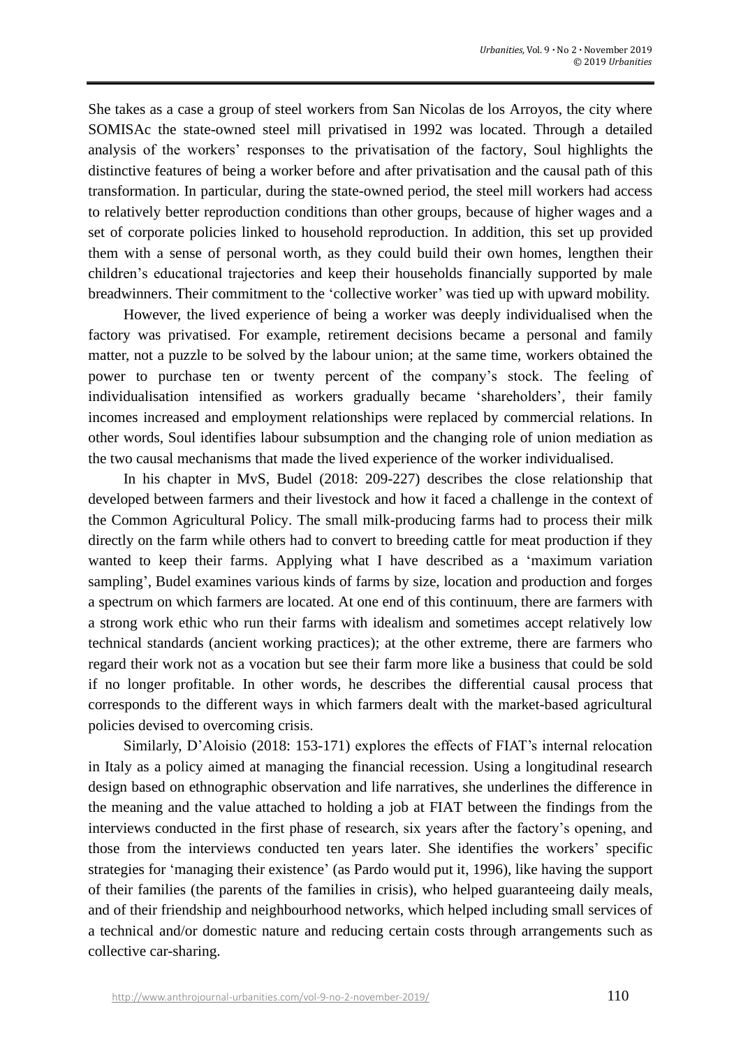She takes as a case a group of steel workers from San Nicolas de los Arroyos, the city where SOMISAc the state-owned steel mill privatised in 1992 was located. Through a detailed analysis of the workers' responses to the privatisation of the factory, Soul highlights the distinctive features of being a worker before and after privatisation and the causal path of this transformation. In particular, during the state-owned period, the steel mill workers had access to relatively better reproduction conditions than other groups, because of higher wages and a set of corporate policies linked to household reproduction. In addition, this set up provided them with a sense of personal worth, as they could build their own homes, lengthen their children's educational trajectories and keep their households financially supported by male breadwinners. Their commitment to the 'collective worker' was tied up with upward mobility.

However, the lived experience of being a worker was deeply individualised when the factory was privatised. For example, retirement decisions became a personal and family matter, not a puzzle to be solved by the labour union; at the same time, workers obtained the power to purchase ten or twenty percent of the company's stock. The feeling of individualisation intensified as workers gradually became 'shareholders', their family incomes increased and employment relationships were replaced by commercial relations. In other words, Soul identifies labour subsumption and the changing role of union mediation as the two causal mechanisms that made the lived experience of the worker individualised.

In his chapter in MvS, Budel (2018: 209-227) describes the close relationship that developed between farmers and their livestock and how it faced a challenge in the context of the Common Agricultural Policy. The small milk-producing farms had to process their milk directly on the farm while others had to convert to breeding cattle for meat production if they wanted to keep their farms. Applying what I have described as a 'maximum variation sampling', Budel examines various kinds of farms by size, location and production and forges a spectrum on which farmers are located. At one end of this continuum, there are farmers with a strong work ethic who run their farms with idealism and sometimes accept relatively low technical standards (ancient working practices); at the other extreme, there are farmers who regard their work not as a vocation but see their farm more like a business that could be sold if no longer profitable. In other words, he describes the differential causal process that corresponds to the different ways in which farmers dealt with the market-based agricultural policies devised to overcoming crisis.

Similarly, D'Aloisio (2018: 153-171) explores the effects of FIAT's internal relocation in Italy as a policy aimed at managing the financial recession. Using a longitudinal research design based on ethnographic observation and life narratives, she underlines the difference in the meaning and the value attached to holding a job at FIAT between the findings from the interviews conducted in the first phase of research, six years after the factory's opening, and those from the interviews conducted ten years later. She identifies the workers' specific strategies for 'managing their existence' (as Pardo would put it, 1996), like having the support of their families (the parents of the families in crisis), who helped guaranteeing daily meals, and of their friendship and neighbourhood networks, which helped including small services of a technical and/or domestic nature and reducing certain costs through arrangements such as collective car-sharing.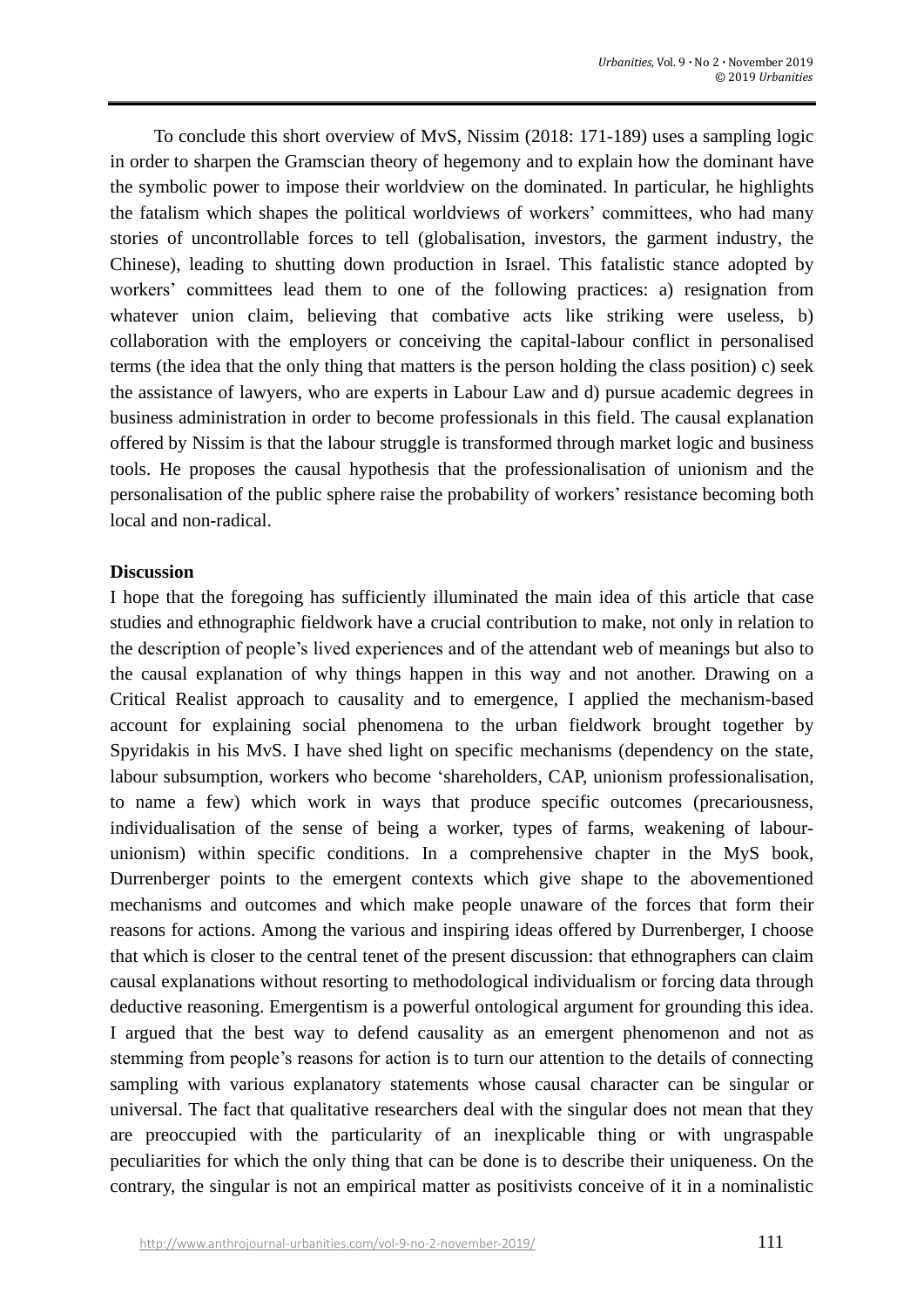To conclude this short overview of MvS, Nissim (2018: 171-189) uses a sampling logic in order to sharpen the Gramscian theory of hegemony and to explain how the dominant have the symbolic power to impose their worldview on the dominated. In particular, he highlights the fatalism which shapes the political worldviews of workers' committees, who had many stories of uncontrollable forces to tell (globalisation, investors, the garment industry, the Chinese), leading to shutting down production in Israel. This fatalistic stance adopted by workers' committees lead them to one of the following practices: a) resignation from whatever union claim, believing that combative acts like striking were useless, b) collaboration with the employers or conceiving the capital-labour conflict in personalised terms (the idea that the only thing that matters is the person holding the class position) c) seek the assistance of lawyers, who are experts in Labour Law and d) pursue academic degrees in business administration in order to become professionals in this field. The causal explanation offered by Nissim is that the labour struggle is transformed through market logic and business tools. He proposes the causal hypothesis that the professionalisation of unionism and the personalisation of the public sphere raise the probability of workers' resistance becoming both local and non-radical.

**Discussion**

I hope that the foregoing has sufficiently illuminated the main idea of this article that case studies and ethnographic fieldwork have a crucial contribution to make, not only in relation to the description of people's lived experiences and of the attendant web of meanings but also to the causal explanation of why things happen in this way and not another. Drawing on a Critical Realist approach to causality and to emergence, I applied the mechanism-based account for explaining social phenomena to the urban fieldwork brought together by Spyridakis in his MvS. I have shed light on specific mechanisms (dependency on the state, labour subsumption, workers who become 'shareholders, CAP, unionism professionalisation, to name a few) which work in ways that produce specific outcomes (precariousness, individualisation of the sense of being a worker, types of farms, weakening of labour-unionism) within specific conditions. In a comprehensive chapter in the MyS book, Durrenberger points to the emergent contexts which give shape to the abovementioned mechanisms and outcomes and which make people unaware of the forces that form their reasons for actions. Among the various and inspiring ideas offered by Durrenberger, I choose that which is closer to the central tenet of the present discussion: that ethnographers can claim causal explanations without resorting to methodological individualism or forcing data through deductive reasoning. Emergentism is a powerful ontological argument for grounding this idea. I argued that the best way to defend causality as an emergent phenomenon and not as stemming from people's reasons for action is to turn our attention to the details of connecting sampling with various explanatory statements whose causal character can be singular or universal. The fact that qualitative researchers deal with the singular does not mean that they are preoccupied with the particularity of an inexplicable thing or with ungraspable peculiarities for which the only thing that can be done is to describe their uniqueness. On the contrary, the singular is not an empirical matter as positivists conceive of it in a nominalistic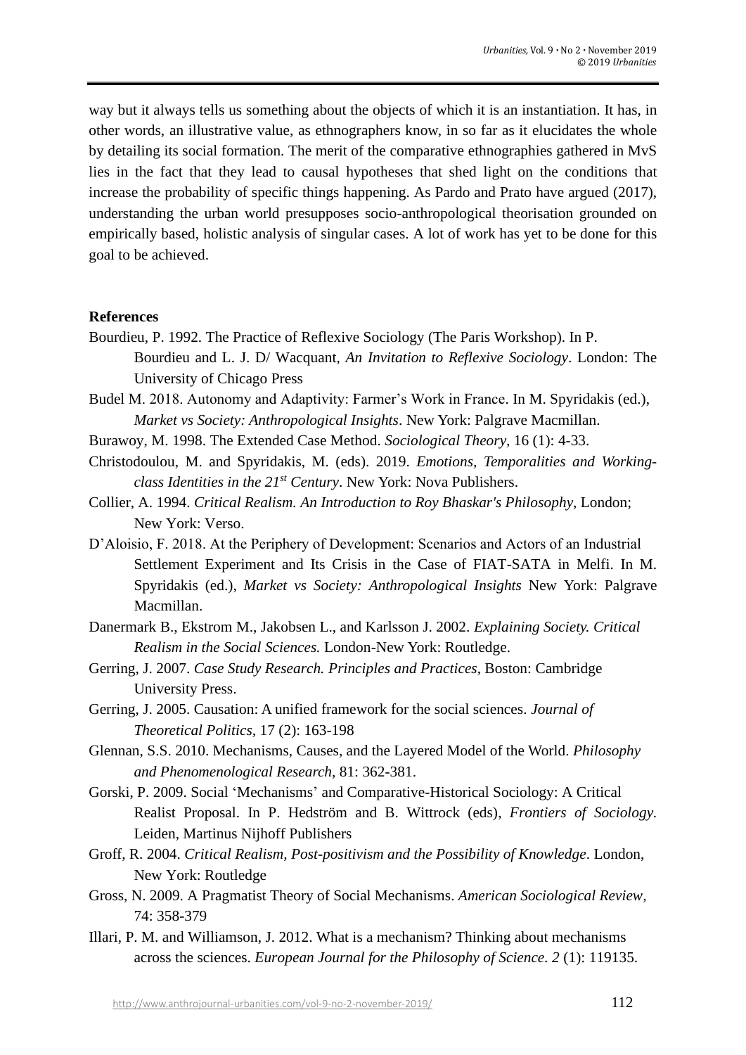way but it always tells us something about the objects of which it is an instantiation. It has, in other words, an illustrative value, as ethnographers know, in so far as it elucidates the whole by detailing its social formation. The merit of the comparative ethnographies gathered in MvS lies in the fact that they lead to causal hypotheses that shed light on the conditions that increase the probability of specific things happening. As Pardo and Prato have argued (2017), understanding the urban world presupposes socio-anthropological theorisation grounded on empirically based, holistic analysis of singular cases. A lot of work has yet to be done for this goal to be achieved.

**References**

Bourdieu, P. 1992. The Practice of Reflexive Sociology (The Paris Workshop). In P. Bourdieu and L. J. D/ Wacquant, *An Invitation to Reflexive Sociology*. London: The University of Chicago Press

Budel M. 2018. Autonomy and Adaptivity: Farmer's Work in France. In M. Spyridakis (ed.), *Market vs Society: Anthropological Insights*. New York: Palgrave Macmillan.

Burawoy, M. 1998. The Extended Case Method. *Sociological Theory*, 16 (1): 4-33.

Christodoulou, M. and Spyridakis, M. (eds). 2019. *Emotions, Temporalities and Working-class Identities in the 21st Century*. New York: Nova Publishers.

Collier, A. 1994. *Critical Realism. An Introduction to Roy Bhaskar's Philosophy*, London; New York: Verso.

D'Aloisio, F. 2018. At the Periphery of Development: Scenarios and Actors of an Industrial Settlement Experiment and Its Crisis in the Case of FIAT-SATA in Melfi. In M. Spyridakis (ed.), *Market vs Society: Anthropological Insights* New York: Palgrave Macmillan.

Danermark B., Ekstrom M., Jakobsen L., and Karlsson J. 2002. *Explaining Society. Critical Realism in the Social Sciences.* London-New York: Routledge.

Gerring, J. 2007. *Case Study Research. Principles and Practices*, Boston: Cambridge University Press.

Gerring, J. 2005. Causation: A unified framework for the social sciences. *Journal of Theoretical Politics*, 17 (2): 163-198

Glennan, S.S. 2010. Mechanisms, Causes, and the Layered Model of the World. *Philosophy and Phenomenological Research*, 81: 362-381.

Gorski, P. 2009. Social 'Mechanisms' and Comparative-Historical Sociology: A Critical Realist Proposal. In P. Hedström and B. Wittrock (eds), *Frontiers of Sociology*. Leiden, Martinus Nijhoff Publishers

Groff, R. 2004. *Critical Realism, Post-positivism and the Possibility of Knowledge*. London, New York: Routledge

Gross, N. 2009. A Pragmatist Theory of Social Mechanisms. *American Sociological Review*, 74: 358-379

Illari, P. M. and Williamson, J. 2012. What is a mechanism? Thinking about mechanisms across the sciences. *European Journal for the Philosophy of Science*. *2* (1): 119135.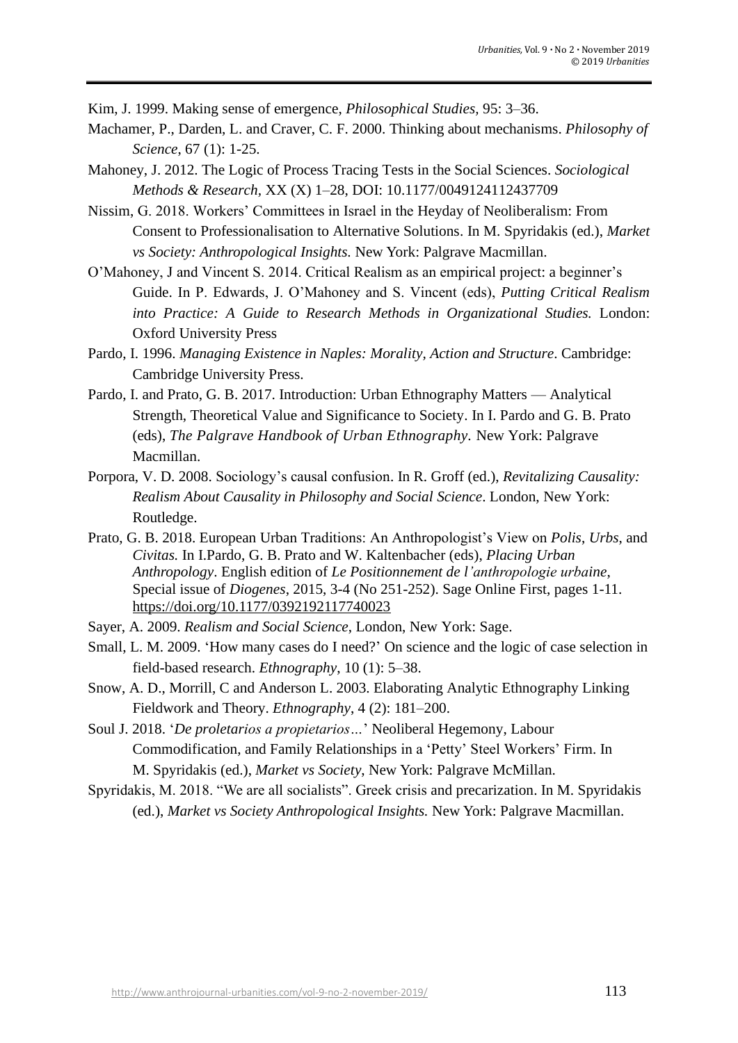Kim, J. 1999. Making sense of emergence, *Philosophical Studies*, 95: 3–36.

Machamer, P., Darden, L. and Craver, C. F. 2000. Thinking about mechanisms. *Philosophy of Science*, 67 (1): 1-25.

Mahoney, J. 2012. The Logic of Process Tracing Tests in the Social Sciences. *Sociological Methods & Research,* XX (X) 1–28, DOI: 10.1177/0049124112437709

Nissim, G. 2018. Workers' Committees in Israel in the Heyday of Neoliberalism: From Consent to Professionalisation to Alternative Solutions. In M. Spyridakis (ed.), *Market vs Society: Anthropological Insights.* New York: Palgrave Macmillan.

O'Mahoney, J and Vincent S. 2014. Critical Realism as an empirical project: a beginner's Guide. In P. Edwards, J. O'Mahoney and S. Vincent (eds), *Putting Critical Realism into Practice: A Guide to Research Methods in Organizational Studies.* London: Oxford University Press

Pardo, I. 1996. *Managing Existence in Naples: Morality, Action and Structure*. Cambridge: Cambridge University Press.

Pardo, I. and Prato, G. B. 2017. Introduction: Urban Ethnography Matters — Analytical Strength, Theoretical Value and Significance to Society. In I. Pardo and G. B. Prato (eds), *The Palgrave Handbook of Urban Ethnography*. New York: Palgrave Macmillan.

Porpora, V. D. 2008. Sociology's causal confusion. In R. Groff (ed.), *Revitalizing Causality: Realism About Causality in Philosophy and Social Science*. London, New York: Routledge.

Prato, G. B. 2018. European Urban Traditions: An Anthropologist's View on *Polis*, *Urbs*, and *Civitas.* In I.Pardo, G. B. Prato and W. Kaltenbacher (eds), *Placing Urban Anthropology*. English edition of *Le Positionnement de l'anthropologie urbaine*, Special issue of *Diogenes*, 2015, 3-4 (No 251-252). Sage Online First, pages 1-11. https://doi.org/10.1177/0392192117740023

Sayer, A. 2009. *Realism and Social Science*, London, New York: Sage.

Small, L. M. 2009. 'How many cases do I need?' On science and the logic of case selection in field-based research. *Ethnography*, 10 (1): 5–38.

Snow, A. D., Morrill, C and Anderson L. 2003. Elaborating Analytic Ethnography Linking Fieldwork and Theory. *Ethnography*, 4 (2): 181–200.

Soul J. 2018. '*De proletarios a propietarios…*' Neoliberal Hegemony, Labour Commodification, and Family Relationships in a 'Petty' Steel Workers' Firm. In M. Spyridakis (ed.), *Market vs Society*, New York: Palgrave McMillan.

Spyridakis, M. 2018. "We are all socialists". Greek crisis and precarization. In M. Spyridakis (ed.), *Market vs Society Anthropological Insights.* New York: Palgrave Macmillan.